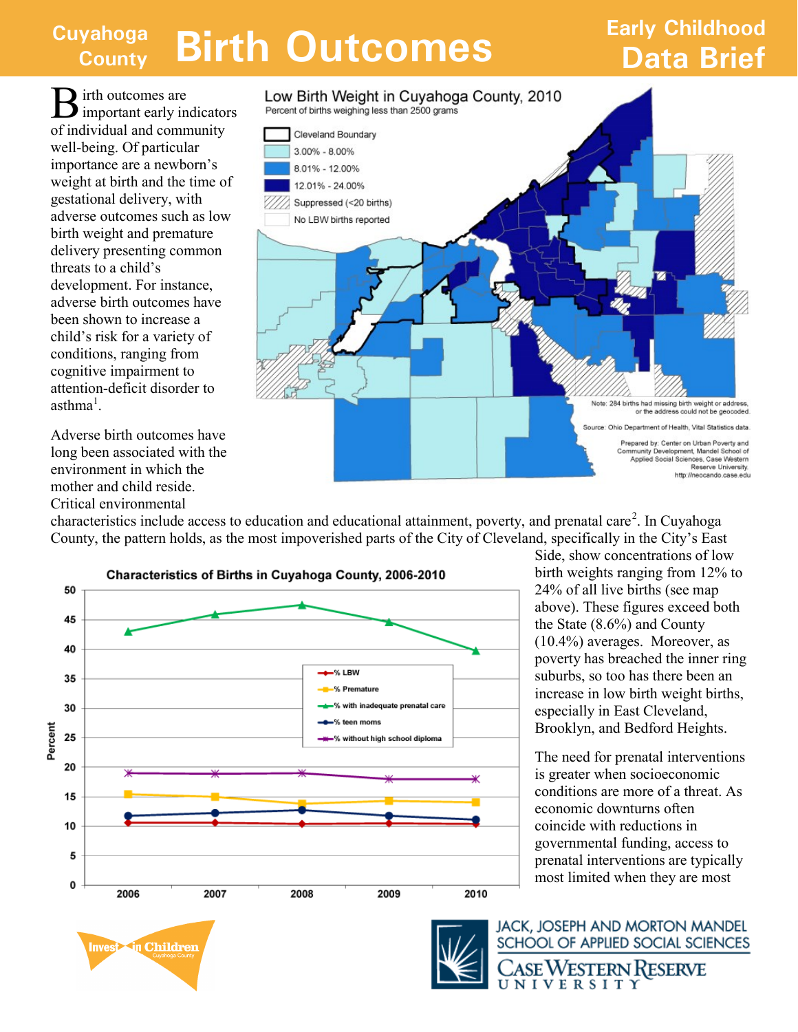Cuyahoga County

# Birth Outcomes

Early Childhood **Data Brief**

Birth outcomes are important early indicators of individual and community well-being. Of particular importance are a newborn's weight at birth and the time of gestational delivery, with adverse outcomes such as low birth weight and premature delivery presenting common threats to a child's development. For instance, adverse birth outcomes have been shown to increase a child's risk for a variety of conditions, ranging from cognitive impairment to attention-deficit disorder to asthma[1].

**Low Birth Weight in Cuyahoga County, 2010**
Percent of births weighing less than 2500 grams

- Cleveland Boundary
- 3.00% - 8.00%
- 8.01% - 12.00%
- 12.01% - 24.00%
- Suppressed (<20 births)
- No LBW births reported

Note: 284 births had missing birth weight or address, or the address could not be geocoded.

Source: Ohio Department of Health, Vital Statistics data.

Prepared by: Center on Urban Poverty and Community Development, Mandel School of Applied Social Sciences, Case Western Reserve University. http://neocando.case.edu

Adverse birth outcomes have long been associated with the environment in which the mother and child reside. Critical environmental characteristics include access to education and educational attainment, poverty, and prenatal care[2]. In Cuyahoga County, the pattern holds, as the most impoverished parts of the City of Cleveland, specifically in the City's East Side, show concentrations of low birth weights ranging from 12% to 24% of all live births (see map above). These figures exceed both the State (8.6%) and County (10.4%) averages. Moreover, as poverty has breached the inner ring suburbs, so too has there been an increase in low birth weight births, especially in East Cleveland, Brooklyn, and Bedford Heights.

**Characteristics of Births in Cuyahoga County, 2006-2010**

Legend: % LBW; % Premature; % with inadequate prenatal care; % teen moms; % without high school diploma

The need for prenatal interventions is greater when socioeconomic conditions are more of a threat. As economic downturns often coincide with reductions in governmental funding, access to prenatal interventions are typically most limited when they are most

Invest in Children Cuyahoga County

JACK, JOSEPH AND MORTON MANDEL SCHOOL OF APPLIED SOCIAL SCIENCES
CASE WESTERN RESERVE UNIVERSITY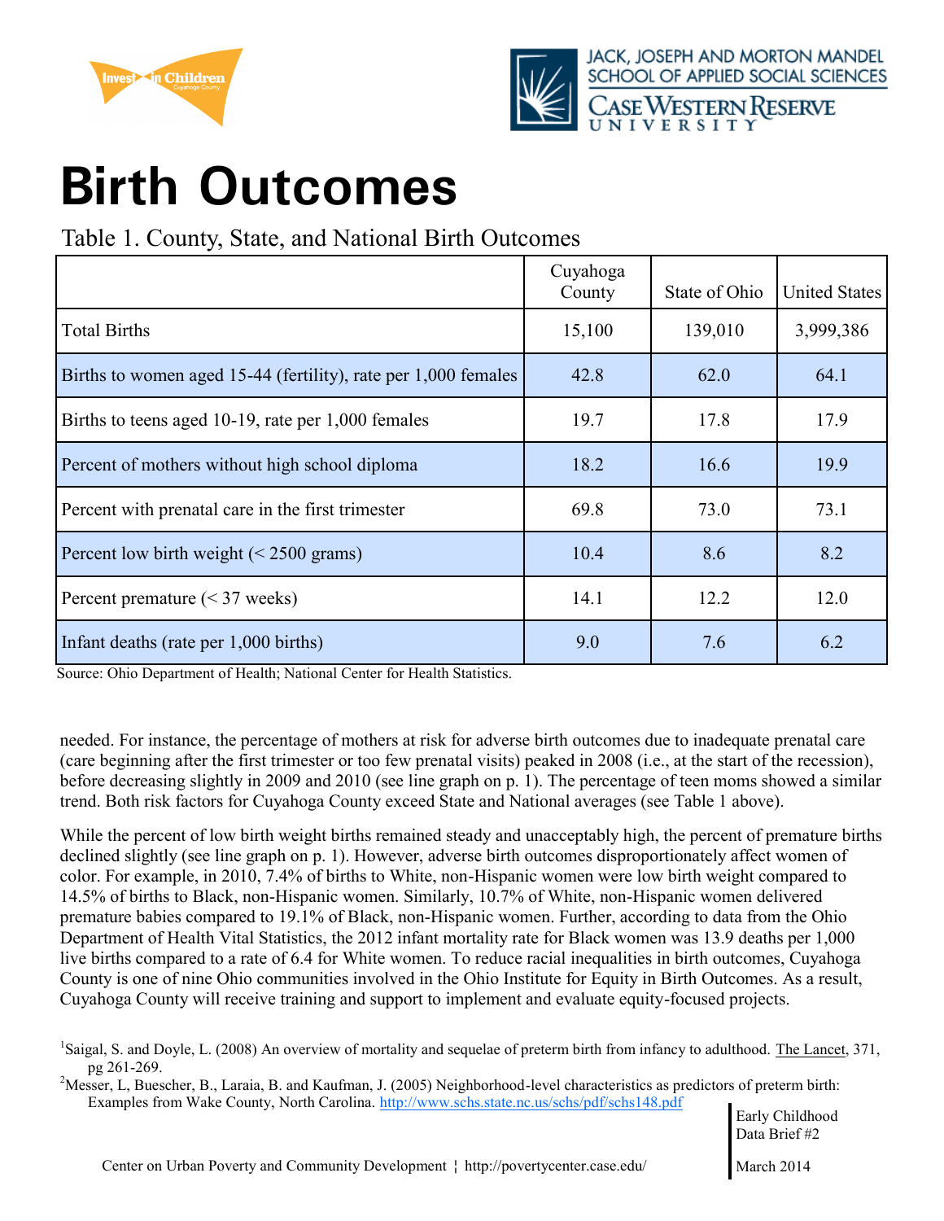# Birth Outcomes

Table 1. County, State, and National Birth Outcomes

| | Cuyahoga County | State of Ohio | United States |
|---|---|---|---|
| Total Births | 15,100 | 139,010 | 3,999,386 |
| Births to women aged 15-44 (fertility), rate per 1,000 females | 42.8 | 62.0 | 64.1 |
| Births to teens aged 10-19, rate per 1,000 females | 19.7 | 17.8 | 17.9 |
| Percent of mothers without high school diploma | 18.2 | 16.6 | 19.9 |
| Percent with prenatal care in the first trimester | 69.8 | 73.0 | 73.1 |
| Percent low birth weight (< 2500 grams) | 10.4 | 8.6 | 8.2 |
| Percent premature (< 37 weeks) | 14.1 | 12.2 | 12.0 |
| Infant deaths (rate per 1,000 births) | 9.0 | 7.6 | 6.2 |

Source: Ohio Department of Health; National Center for Health Statistics.

needed. For instance, the percentage of mothers at risk for adverse birth outcomes due to inadequate prenatal care (care beginning after the first trimester or too few prenatal visits) peaked in 2008 (i.e., at the start of the recession), before decreasing slightly in 2009 and 2010 (see line graph on p. 1). The percentage of teen moms showed a similar trend. Both risk factors for Cuyahoga County exceed State and National averages (see Table 1 above).

While the percent of low birth weight births remained steady and unacceptably high, the percent of premature births declined slightly (see line graph on p. 1). However, adverse birth outcomes disproportionately affect women of color. For example, in 2010, 7.4% of births to White, non-Hispanic women were low birth weight compared to 14.5% of births to Black, non-Hispanic women. Similarly, 10.7% of White, non-Hispanic women delivered premature babies compared to 19.1% of Black, non-Hispanic women. Further, according to data from the Ohio Department of Health Vital Statistics, the 2012 infant mortality rate for Black women was 13.9 deaths per 1,000 live births compared to a rate of 6.4 for White women. To reduce racial inequalities in birth outcomes, Cuyahoga County is one of nine Ohio communities involved in the Ohio Institute for Equity in Birth Outcomes. As a result, Cuyahoga County will receive training and support to implement and evaluate equity-focused projects.

[1] Saigal, S. and Doyle, L. (2008) An overview of mortality and sequelae of preterm birth from infancy to adulthood. The Lancet, 371, pg 261-269.

[2] Messer, L, Buescher, B., Laraia, B. and Kaufman, J. (2005) Neighborhood-level characteristics as predictors of preterm birth: Examples from Wake County, North Carolina. http://www.schs.state.nc.us/schs/pdf/schs148.pdf

Early Childhood Data Brief #2

March 2014

Center on Urban Poverty and Community Development ¦ http://povertycenter.case.edu/